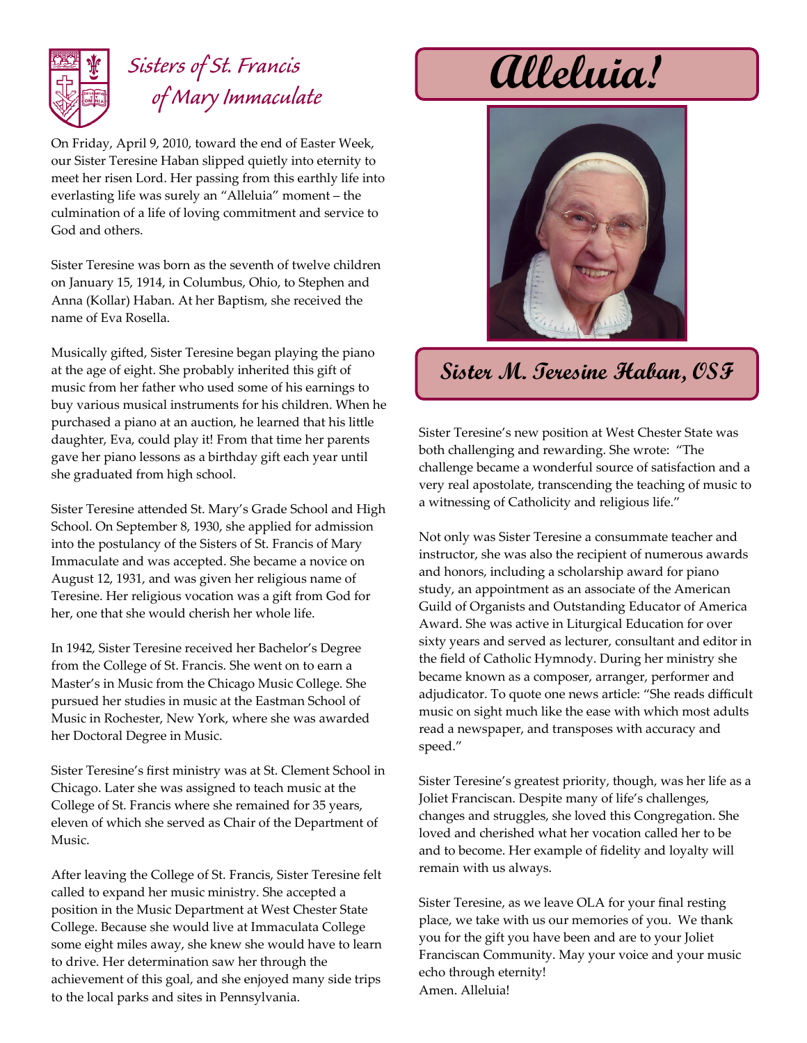# Sisters of St. Francis of Mary Immaculate

# Alleluia!

## Sister M. Teresine Haban, OSF

On Friday, April 9, 2010, toward the end of Easter Week, our Sister Teresine Haban slipped quietly into eternity to meet her risen Lord. Her passing from this earthly life into everlasting life was surely an "Alleluia" moment – the culmination of a life of loving commitment and service to God and others.

Sister Teresine was born as the seventh of twelve children on January 15, 1914, in Columbus, Ohio, to Stephen and Anna (Kollar) Haban. At her Baptism, she received the name of Eva Rosella.

Musically gifted, Sister Teresine began playing the piano at the age of eight. She probably inherited this gift of music from her father who used some of his earnings to buy various musical instruments for his children. When he purchased a piano at an auction, he learned that his little daughter, Eva, could play it! From that time her parents gave her piano lessons as a birthday gift each year until she graduated from high school.

Sister Teresine attended St. Mary's Grade School and High School. On September 8, 1930, she applied for admission into the postulancy of the Sisters of St. Francis of Mary Immaculate and was accepted. She became a novice on August 12, 1931, and was given her religious name of Teresine. Her religious vocation was a gift from God for her, one that she would cherish her whole life.

In 1942, Sister Teresine received her Bachelor's Degree from the College of St. Francis. She went on to earn a Master's in Music from the Chicago Music College. She pursued her studies in music at the Eastman School of Music in Rochester, New York, where she was awarded her Doctoral Degree in Music.

Sister Teresine's first ministry was at St. Clement School in Chicago. Later she was assigned to teach music at the College of St. Francis where she remained for 35 years, eleven of which she served as Chair of the Department of Music.

After leaving the College of St. Francis, Sister Teresine felt called to expand her music ministry. She accepted a position in the Music Department at West Chester State College. Because she would live at Immaculata College some eight miles away, she knew she would have to learn to drive. Her determination saw her through the achievement of this goal, and she enjoyed many side trips to the local parks and sites in Pennsylvania.

Sister Teresine's new position at West Chester State was both challenging and rewarding. She wrote: "The challenge became a wonderful source of satisfaction and a very real apostolate, transcending the teaching of music to a witnessing of Catholicity and religious life."

Not only was Sister Teresine a consummate teacher and instructor, she was also the recipient of numerous awards and honors, including a scholarship award for piano study, an appointment as an associate of the American Guild of Organists and Outstanding Educator of America Award. She was active in Liturgical Education for over sixty years and served as lecturer, consultant and editor in the field of Catholic Hymnody. During her ministry she became known as a composer, arranger, performer and adjudicator. To quote one news article: "She reads difficult music on sight much like the ease with which most adults read a newspaper, and transposes with accuracy and speed."

Sister Teresine's greatest priority, though, was her life as a Joliet Franciscan. Despite many of life's challenges, changes and struggles, she loved this Congregation. She loved and cherished what her vocation called her to be and to become. Her example of fidelity and loyalty will remain with us always.

Sister Teresine, as we leave OLA for your final resting place, we take with us our memories of you. We thank you for the gift you have been and are to your Joliet Franciscan Community. May your voice and your music echo through eternity!
Amen. Alleluia!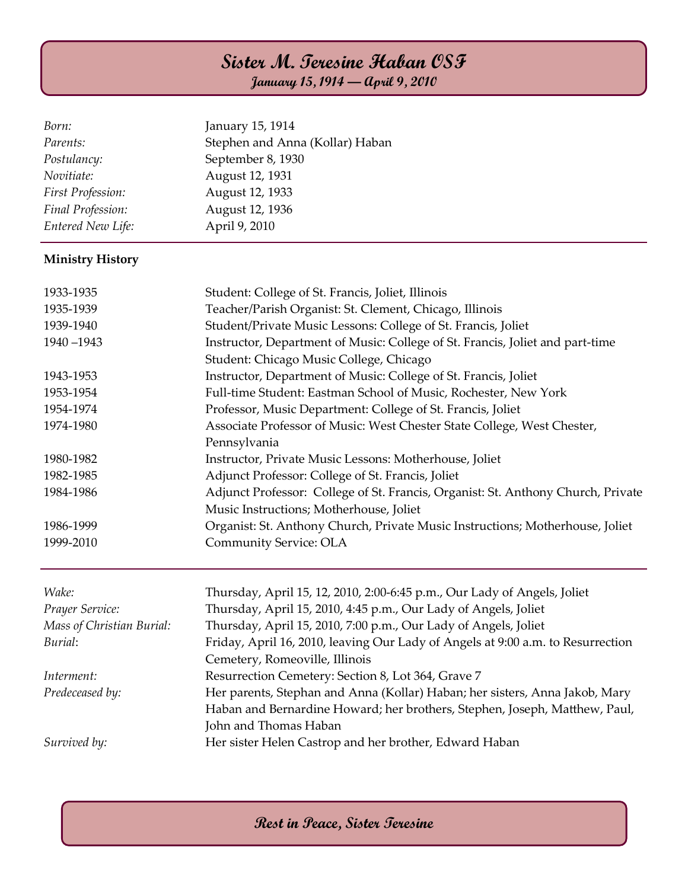# Sister M. Teresine Haban OSF

**January 15, 1914 — April 9, 2010**

| | |
|---|---|
| *Born:* | January 15, 1914 |
| *Parents:* | Stephen and Anna (Kollar) Haban |
| *Postulancy:* | September 8, 1930 |
| *Novitiate:* | August 12, 1931 |
| *First Profession:* | August 12, 1933 |
| *Final Profession:* | August 12, 1936 |
| *Entered New Life:* | April 9, 2010 |

**Ministry History**

| | |
|---|---|
| 1933-1935 | Student: College of St. Francis, Joliet, Illinois |
| 1935-1939 | Teacher/Parish Organist: St. Clement, Chicago, Illinois |
| 1939-1940 | Student/Private Music Lessons: College of St. Francis, Joliet |
| 1940 –1943 | Instructor, Department of Music: College of St. Francis, Joliet and part-time Student: Chicago Music College, Chicago |
| 1943-1953 | Instructor, Department of Music: College of St. Francis, Joliet |
| 1953-1954 | Full-time Student: Eastman School of Music, Rochester, New York |
| 1954-1974 | Professor, Music Department: College of St. Francis, Joliet |
| 1974-1980 | Associate Professor of Music: West Chester State College, West Chester, Pennsylvania |
| 1980-1982 | Instructor, Private Music Lessons: Motherhouse, Joliet |
| 1982-1985 | Adjunct Professor: College of St. Francis, Joliet |
| 1984-1986 | Adjunct Professor: College of St. Francis, Organist: St. Anthony Church, Private Music Instructions; Motherhouse, Joliet |
| 1986-1999 | Organist: St. Anthony Church, Private Music Instructions; Motherhouse, Joliet |
| 1999-2010 | Community Service: OLA |

| | |
|---|---|
| *Wake:* | Thursday, April 15, 12, 2010, 2:00-6:45 p.m., Our Lady of Angels, Joliet |
| *Prayer Service:* | Thursday, April 15, 2010, 4:45 p.m., Our Lady of Angels, Joliet |
| *Mass of Christian Burial:* | Thursday, April 15, 2010, 7:00 p.m., Our Lady of Angels, Joliet |
| *Burial:* | Friday, April 16, 2010, leaving Our Lady of Angels at 9:00 a.m. to Resurrection Cemetery, Romeoville, Illinois |
| *Interment:* | Resurrection Cemetery: Section 8, Lot 364, Grave 7 |
| *Predeceased by:* | Her parents, Stephan and Anna (Kollar) Haban; her sisters, Anna Jakob, Mary Haban and Bernardine Howard; her brothers, Stephen, Joseph, Matthew, Paul, John and Thomas Haban |
| *Survived by:* | Her sister Helen Castrop and her brother, Edward Haban |

**Rest in Peace, Sister Teresine**